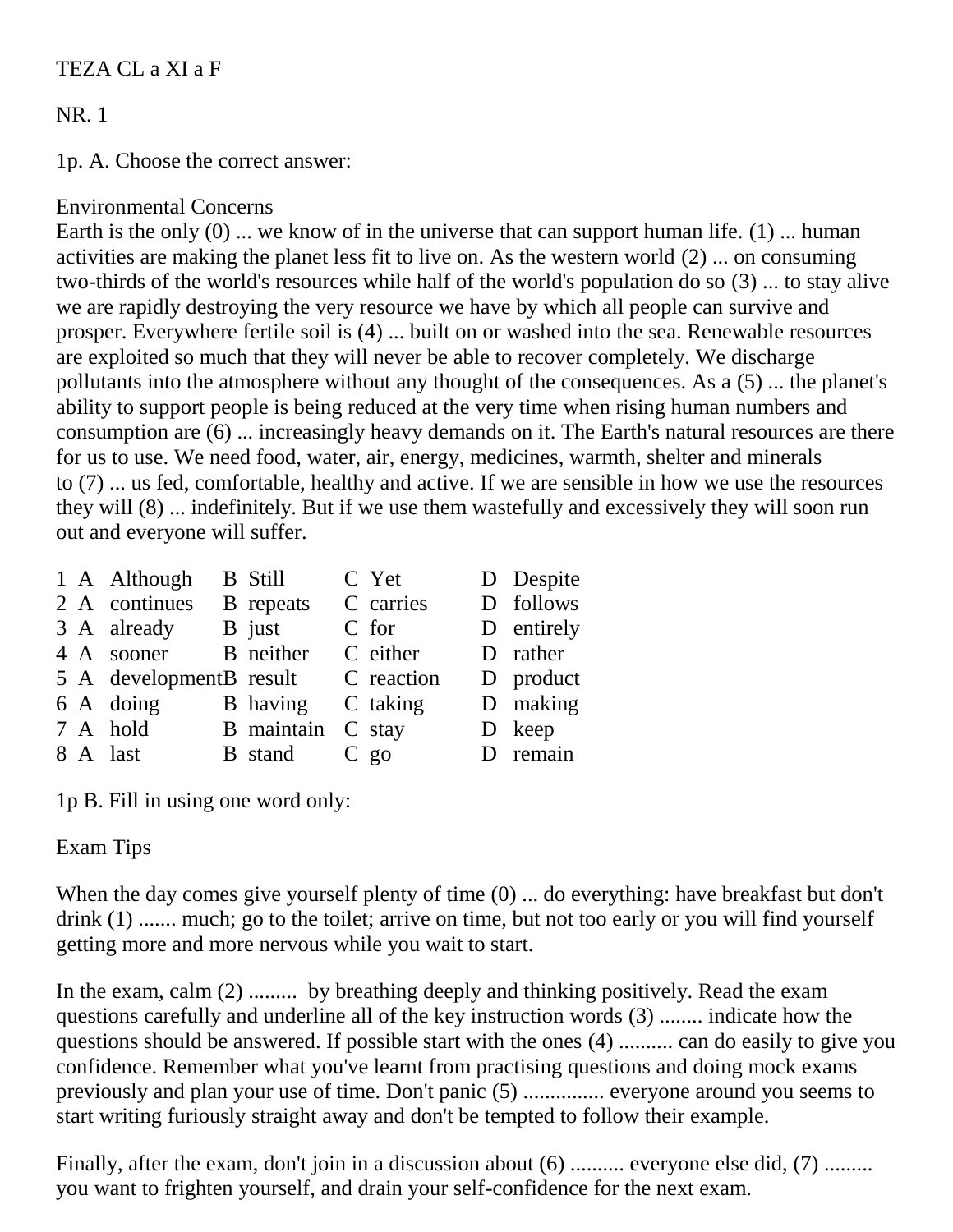TEZA CL a XI a F

NR. 1

1p. A. Choose the correct answer:

Environmental Concerns

Earth is the only (0) ... we know of in the universe that can support human life. (1) ... human activities are making the planet less fit to live on. As the western world (2) ... on consuming two-thirds of the world's resources while half of the world's population do so (3) ... to stay alive we are rapidly destroying the very resource we have by which all people can survive and prosper. Everywhere fertile soil is (4) ... built on or washed into the sea. Renewable resources are exploited so much that they will never be able to recover completely. We discharge pollutants into the atmosphere without any thought of the consequences. As a (5) ... the planet's ability to support people is being reduced at the very time when rising human numbers and consumption are (6) ... increasingly heavy demands on it. The Earth's natural resources are there for us to use. We need food, water, air, energy, medicines, warmth, shelter and minerals to (7) ... us fed, comfortable, healthy and active. If we are sensible in how we use the resources they will (8) ... indefinitely. But if we use them wastefully and excessively they will soon run out and everyone will suffer.

| | A | B | C | D |
|---|---|---|---|---|
| 1 | Although | Still | Yet | Despite |
| 2 | continues | repeats | carries | follows |
| 3 | already | just | for | entirely |
| 4 | sooner | neither | either | rather |
| 5 | development | result | reaction | product |
| 6 | doing | having | taking | making |
| 7 | hold | maintain | stay | keep |
| 8 | last | stand | go | remain |

1p B. Fill in using one word only:

Exam Tips

When the day comes give yourself plenty of time (0) ... do everything: have breakfast but don't drink (1) ....... much; go to the toilet; arrive on time, but not too early or you will find yourself getting more and more nervous while you wait to start.

In the exam, calm (2) ......... by breathing deeply and thinking positively. Read the exam questions carefully and underline all of the key instruction words (3) ........ indicate how the questions should be answered. If possible start with the ones (4) .......... can do easily to give you confidence. Remember what you've learnt from practising questions and doing mock exams previously and plan your use of time. Don't panic (5) ............... everyone around you seems to start writing furiously straight away and don't be tempted to follow their example.

Finally, after the exam, don't join in a discussion about (6) .......... everyone else did, (7) ......... you want to frighten yourself, and drain your self-confidence for the next exam.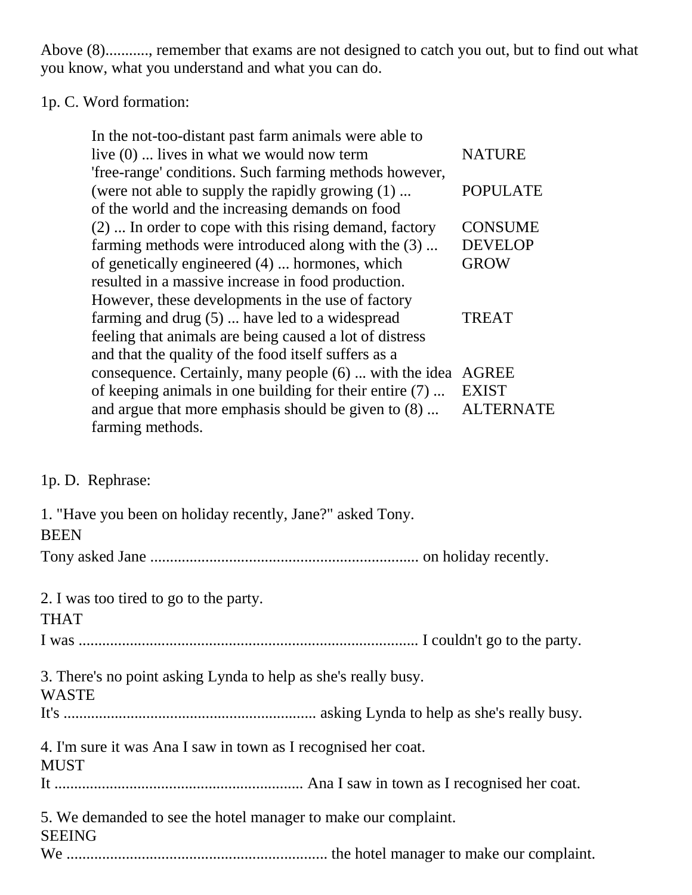Above (8)..........., remember that exams are not designed to catch you out, but to find out what you know, what you understand and what you can do.

1p. C. Word formation:

| | |
|---|---|
| In the not-too-distant past farm animals were able to live (0) ... lives in what we would now term | NATURE |
| 'free-range' conditions. Such farming methods however, (were not able to supply the rapidly growing (1) ... | POPULATE |
| of the world and the increasing demands on food (2) ... In order to cope with this rising demand, factory | CONSUME |
| farming methods were introduced along with the (3) ... | DEVELOP |
| of genetically engineered (4) ... hormones, which | GROW |
| resulted in a massive increase in food production. However, these developments in the use of factory farming and drug (5) ... have led to a widespread | TREAT |
| feeling that animals are being caused a lot of distress and that the quality of the food itself suffers as a consequence. Certainly, many people (6) ... with the idea | AGREE |
| of keeping animals in one building for their entire (7) ... | EXIST |
| and argue that more emphasis should be given to (8) ... farming methods. | ALTERNATE |

1p. D. Rephrase:

1. "Have you been on holiday recently, Jane?" asked Tony.
BEEN
Tony asked Jane .................................................................... on holiday recently.

2. I was too tired to go to the party.
THAT
I was ...................................................................................... I couldn't go to the party.

3. There's no point asking Lynda to help as she's really busy.
WASTE
It's ............................................................... asking Lynda to help as she's really busy.

4. I'm sure it was Ana I saw in town as I recognised her coat.
MUST
It .............................................................. Ana I saw in town as I recognised her coat.

5. We demanded to see the hotel manager to make our complaint.
SEEING
We ................................................................. the hotel manager to make our complaint.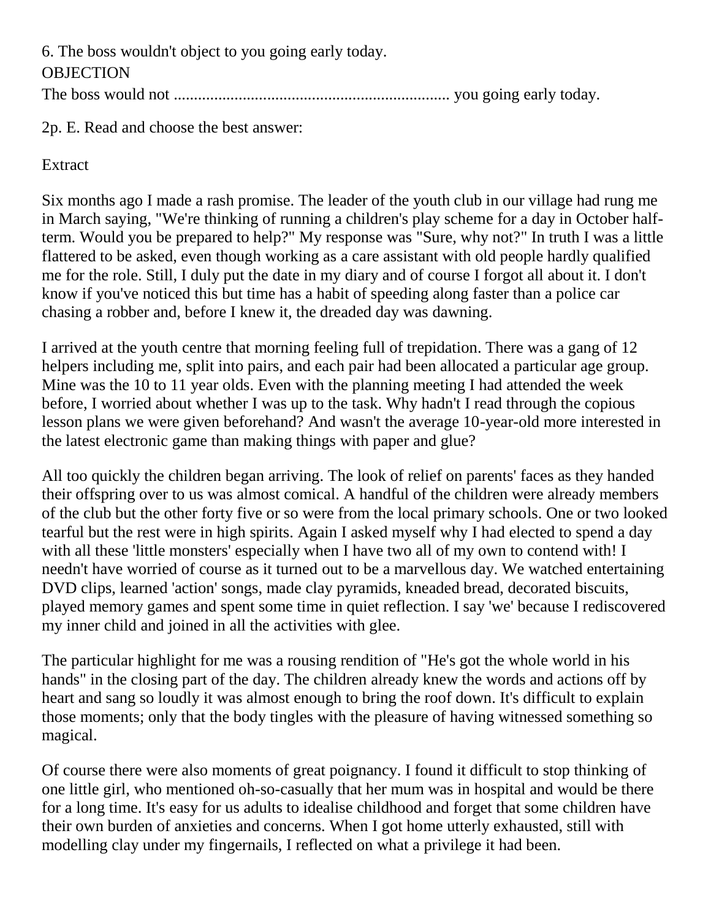6. The boss wouldn't object to you going early today.
OBJECTION
The boss would not .................................................................. you going early today.

2p. E. Read and choose the best answer:

Extract

Six months ago I made a rash promise. The leader of the youth club in our village had rung me in March saying, "We're thinking of running a children's play scheme for a day in October half-term. Would you be prepared to help?" My response was "Sure, why not?" In truth I was a little flattered to be asked, even though working as a care assistant with old people hardly qualified me for the role. Still, I duly put the date in my diary and of course I forgot all about it. I don't know if you've noticed this but time has a habit of speeding along faster than a police car chasing a robber and, before I knew it, the dreaded day was dawning.

I arrived at the youth centre that morning feeling full of trepidation. There was a gang of 12 helpers including me, split into pairs, and each pair had been allocated a particular age group. Mine was the 10 to 11 year olds. Even with the planning meeting I had attended the week before, I worried about whether I was up to the task. Why hadn't I read through the copious lesson plans we were given beforehand? And wasn't the average 10-year-old more interested in the latest electronic game than making things with paper and glue?

All too quickly the children began arriving. The look of relief on parents' faces as they handed their offspring over to us was almost comical. A handful of the children were already members of the club but the other forty five or so were from the local primary schools. One or two looked tearful but the rest were in high spirits. Again I asked myself why I had elected to spend a day with all these 'little monsters' especially when I have two all of my own to contend with! I needn't have worried of course as it turned out to be a marvellous day. We watched entertaining DVD clips, learned 'action' songs, made clay pyramids, kneaded bread, decorated biscuits, played memory games and spent some time in quiet reflection. I say 'we' because I rediscovered my inner child and joined in all the activities with glee.

The particular highlight for me was a rousing rendition of "He's got the whole world in his hands" in the closing part of the day. The children already knew the words and actions off by heart and sang so loudly it was almost enough to bring the roof down. It's difficult to explain those moments; only that the body tingles with the pleasure of having witnessed something so magical.

Of course there were also moments of great poignancy. I found it difficult to stop thinking of one little girl, who mentioned oh-so-casually that her mum was in hospital and would be there for a long time. It's easy for us adults to idealise childhood and forget that some children have their own burden of anxieties and concerns. When I got home utterly exhausted, still with modelling clay under my fingernails, I reflected on what a privilege it had been.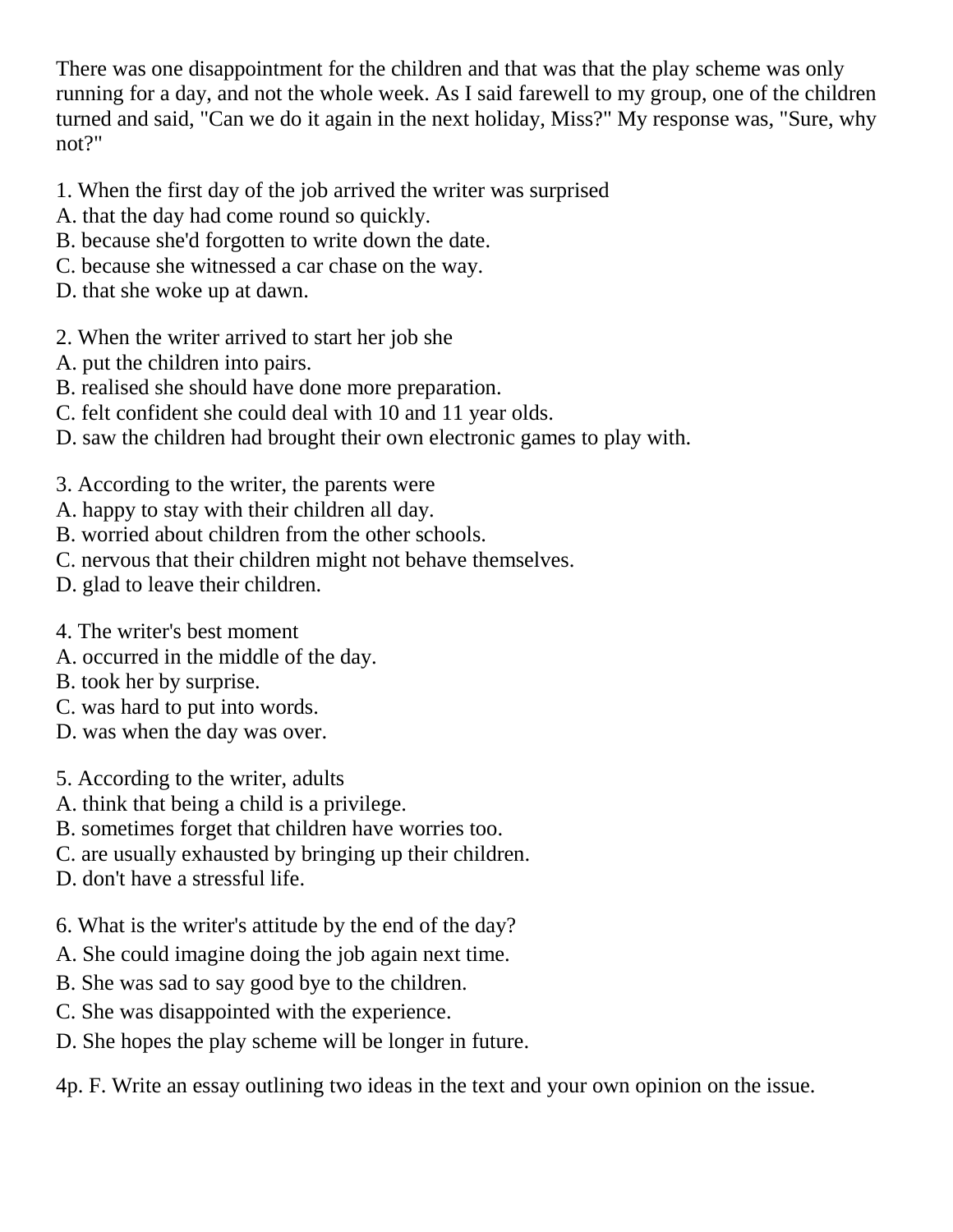There was one disappointment for the children and that was that the play scheme was only running for a day, and not the whole week. As I said farewell to my group, one of the children turned and said, "Can we do it again in the next holiday, Miss?" My response was, "Sure, why not?"

1. When the first day of the job arrived the writer was surprised
A. that the day had come round so quickly.
B. because she'd forgotten to write down the date.
C. because she witnessed a car chase on the way.
D. that she woke up at dawn.

2. When the writer arrived to start her job she
A. put the children into pairs.
B. realised she should have done more preparation.
C. felt confident she could deal with 10 and 11 year olds.
D. saw the children had brought their own electronic games to play with.

3. According to the writer, the parents were
A. happy to stay with their children all day.
B. worried about children from the other schools.
C. nervous that their children might not behave themselves.
D. glad to leave their children.

4. The writer's best moment
A. occurred in the middle of the day.
B. took her by surprise.
C. was hard to put into words.
D. was when the day was over.

5. According to the writer, adults
A. think that being a child is a privilege.
B. sometimes forget that children have worries too.
C. are usually exhausted by bringing up their children.
D. don't have a stressful life.

6. What is the writer's attitude by the end of the day?
A. She could imagine doing the job again next time.
B. She was sad to say good bye to the children.
C. She was disappointed with the experience.
D. She hopes the play scheme will be longer in future.

4p. F. Write an essay outlining two ideas in the text and your own opinion on the issue.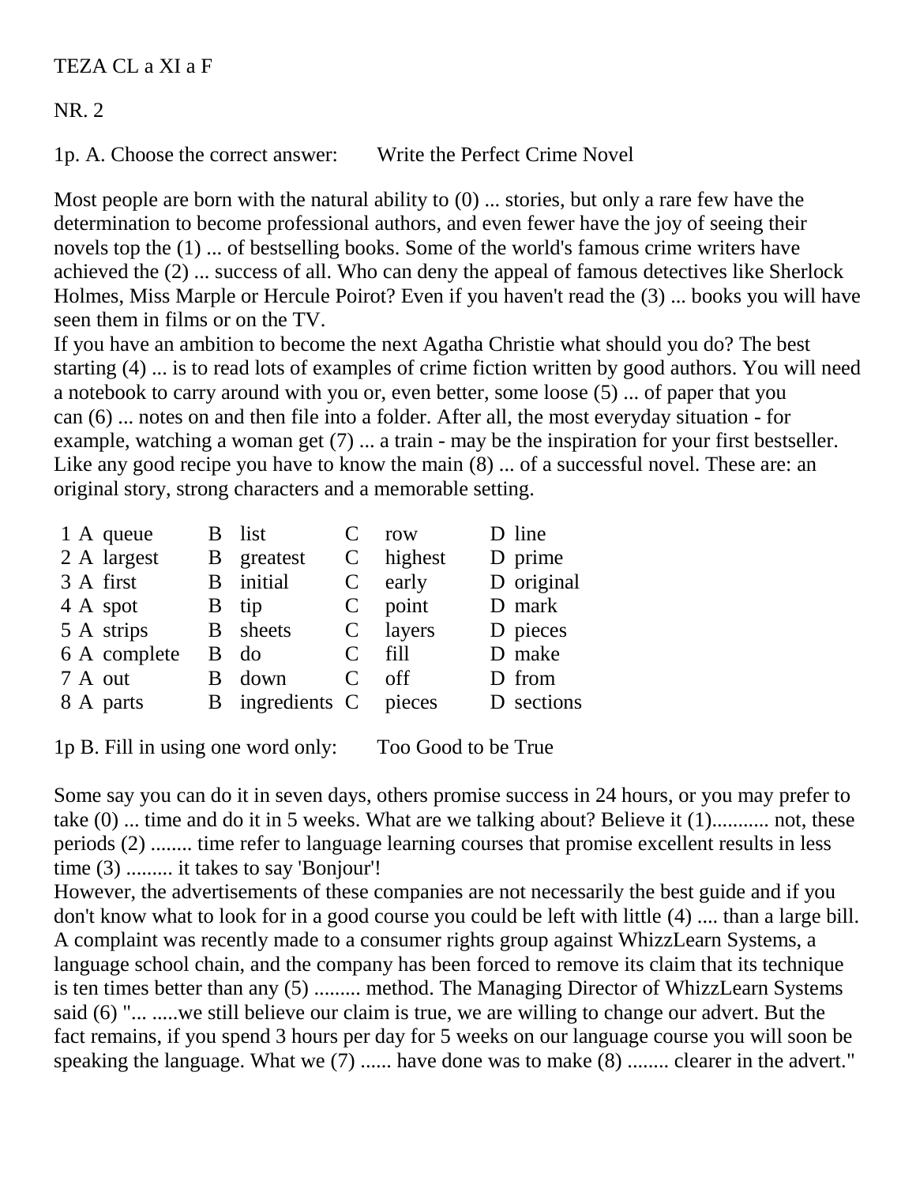TEZA CL a XI a F

NR. 2

1p. A. Choose the correct answer: Write the Perfect Crime Novel

Most people are born with the natural ability to (0) ... stories, but only a rare few have the determination to become professional authors, and even fewer have the joy of seeing their novels top the (1) ... of bestselling books. Some of the world's famous crime writers have achieved the (2) ... success of all. Who can deny the appeal of famous detectives like Sherlock Holmes, Miss Marple or Hercule Poirot? Even if you haven't read the (3) ... books you will have seen them in films or on the TV.
If you have an ambition to become the next Agatha Christie what should you do? The best starting (4) ... is to read lots of examples of crime fiction written by good authors. You will need a notebook to carry around with you or, even better, some loose (5) ... of paper that you can (6) ... notes on and then file into a folder. After all, the most everyday situation - for example, watching a woman get (7) ... a train - may be the inspiration for your first bestseller. Like any good recipe you have to know the main (8) ... of a successful novel. These are: an original story, strong characters and a memorable setting.

| | A | | B | | C | | D |
|---|---|---|---|---|---|---|---|
| 1 | A queue | B | list | C | row | D | line |
| 2 | A largest | B | greatest | C | highest | D | prime |
| 3 | A first | B | initial | C | early | D | original |
| 4 | A spot | B | tip | C | point | D | mark |
| 5 | A strips | B | sheets | C | layers | D | pieces |
| 6 | A complete | B | do | C | fill | D | make |
| 7 | A out | B | down | C | off | D | from |
| 8 | A parts | B | ingredients | C | pieces | D | sections |

1p B. Fill in using one word only: Too Good to be True

Some say you can do it in seven days, others promise success in 24 hours, or you may prefer to take (0) ... time and do it in 5 weeks. What are we talking about? Believe it (1)........... not, these periods (2) ........ time refer to language learning courses that promise excellent results in less time (3) ......... it takes to say 'Bonjour'!
However, the advertisements of these companies are not necessarily the best guide and if you don't know what to look for in a good course you could be left with little (4) .... than a large bill. A complaint was recently made to a consumer rights group against WhizzLearn Systems, a language school chain, and the company has been forced to remove its claim that its technique is ten times better than any (5) ......... method. The Managing Director of WhizzLearn Systems said (6) "... .....we still believe our claim is true, we are willing to change our advert. But the fact remains, if you spend 3 hours per day for 5 weeks on our language course you will soon be speaking the language. What we (7) ...... have done was to make (8) ........ clearer in the advert."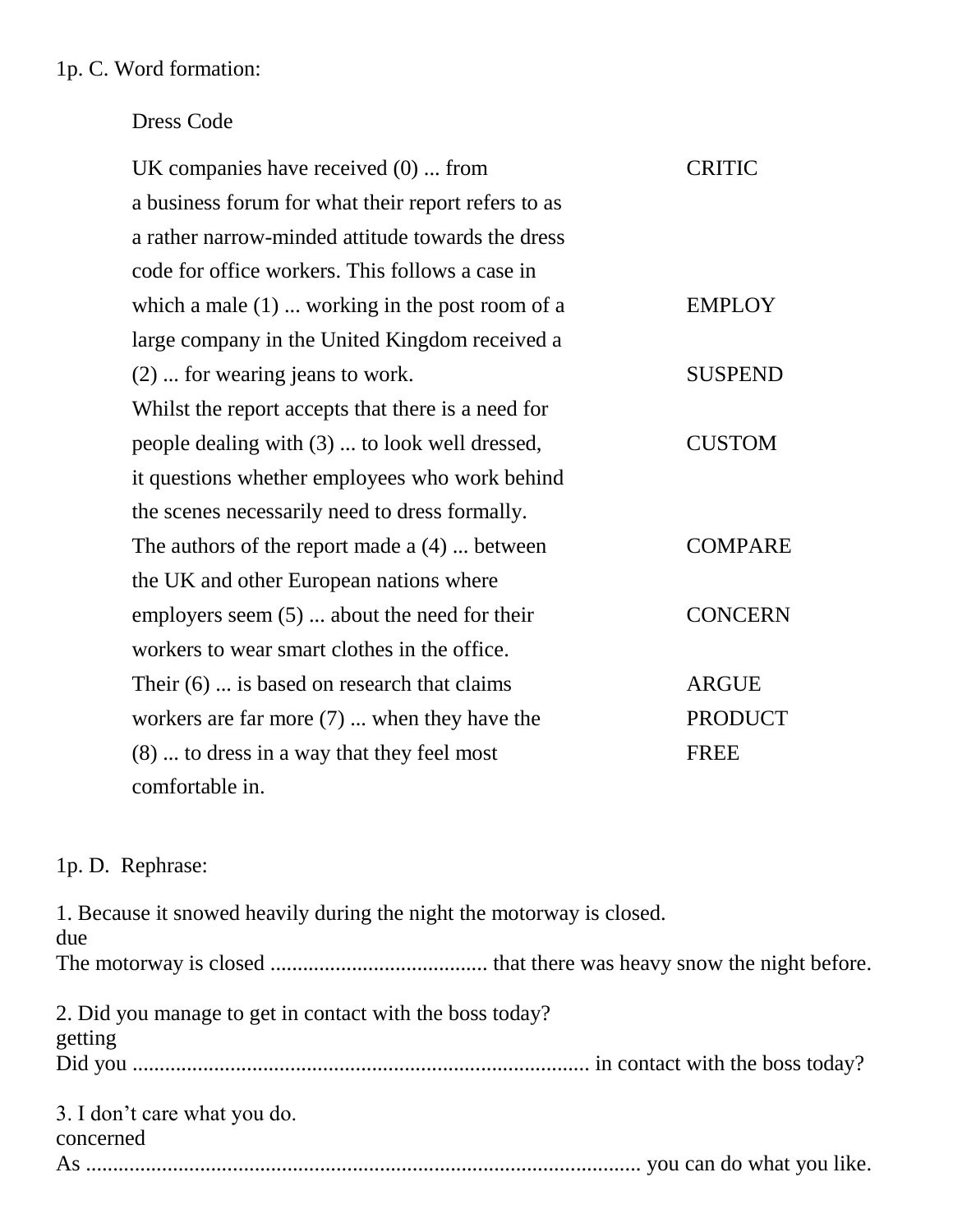1p. C. Word formation:

Dress Code

| | |
|---|---|
| UK companies have received (0) ... from | CRITIC |
| a business forum for what their report refers to as | |
| a rather narrow-minded attitude towards the dress | |
| code for office workers. This follows a case in | |
| which a male (1) ... working in the post room of a | EMPLOY |
| large company in the United Kingdom received a | |
| (2) ... for wearing jeans to work. | SUSPEND |
| Whilst the report accepts that there is a need for | |
| people dealing with (3) ... to look well dressed, | CUSTOM |
| it questions whether employees who work behind | |
| the scenes necessarily need to dress formally. | |
| The authors of the report made a (4) ... between | COMPARE |
| the UK and other European nations where | |
| employers seem (5) ... about the need for their | CONCERN |
| workers to wear smart clothes in the office. | |
| Their (6) ... is based on research that claims | ARGUE |
| workers are far more (7) ... when they have the | PRODUCT |
| (8) ... to dress in a way that they feel most | FREE |
| comfortable in. | |

1p. D. Rephrase:

1. Because it snowed heavily during the night the motorway is closed.
due
The motorway is closed ........................................ that there was heavy snow the night before.

2. Did you manage to get in contact with the boss today?
getting
Did you .................................................................................... in contact with the boss today?

3. I don't care what you do.
concerned
As ...................................................................................................... you can do what you like.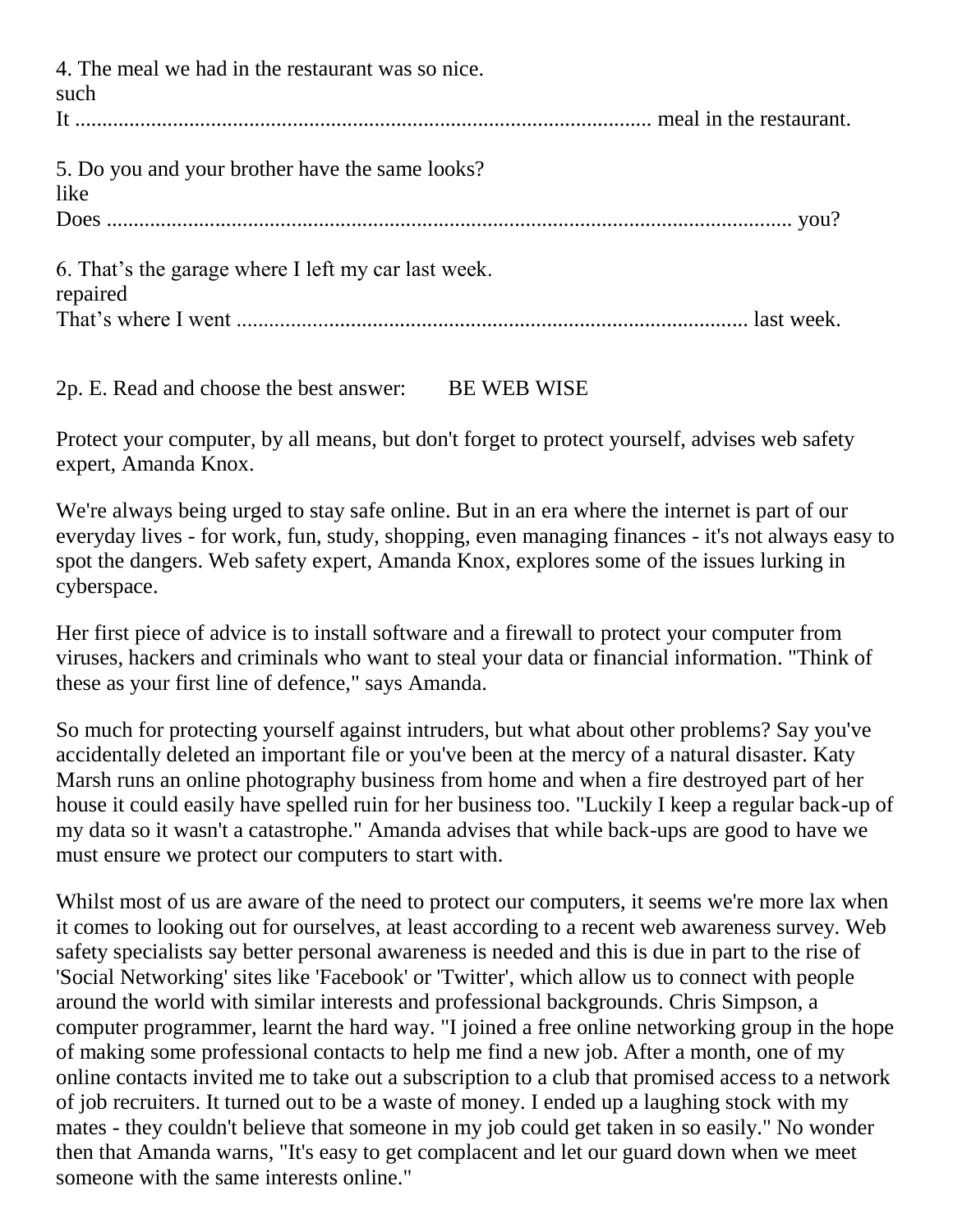4. The meal we had in the restaurant was so nice.
such
It .......................................................................................................... meal in the restaurant.

5. Do you and your brother have the same looks?
like
Does ................................................................................................................... you?

6. That's the garage where I left my car last week.
repaired
That's where I went ............................................................................................ last week.

2p. E. Read and choose the best answer: BE WEB WISE

Protect your computer, by all means, but don't forget to protect yourself, advises web safety expert, Amanda Knox.

We're always being urged to stay safe online. But in an era where the internet is part of our everyday lives - for work, fun, study, shopping, even managing finances - it's not always easy to spot the dangers. Web safety expert, Amanda Knox, explores some of the issues lurking in cyberspace.

Her first piece of advice is to install software and a firewall to protect your computer from viruses, hackers and criminals who want to steal your data or financial information. "Think of these as your first line of defence," says Amanda.

So much for protecting yourself against intruders, but what about other problems? Say you've accidentally deleted an important file or you've been at the mercy of a natural disaster. Katy Marsh runs an online photography business from home and when a fire destroyed part of her house it could easily have spelled ruin for her business too. "Luckily I keep a regular back-up of my data so it wasn't a catastrophe." Amanda advises that while back-ups are good to have we must ensure we protect our computers to start with.

Whilst most of us are aware of the need to protect our computers, it seems we're more lax when it comes to looking out for ourselves, at least according to a recent web awareness survey. Web safety specialists say better personal awareness is needed and this is due in part to the rise of 'Social Networking' sites like 'Facebook' or 'Twitter', which allow us to connect with people around the world with similar interests and professional backgrounds. Chris Simpson, a computer programmer, learnt the hard way. "I joined a free online networking group in the hope of making some professional contacts to help me find a new job. After a month, one of my online contacts invited me to take out a subscription to a club that promised access to a network of job recruiters. It turned out to be a waste of money. I ended up a laughing stock with my mates - they couldn't believe that someone in my job could get taken in so easily." No wonder then that Amanda warns, "It's easy to get complacent and let our guard down when we meet someone with the same interests online."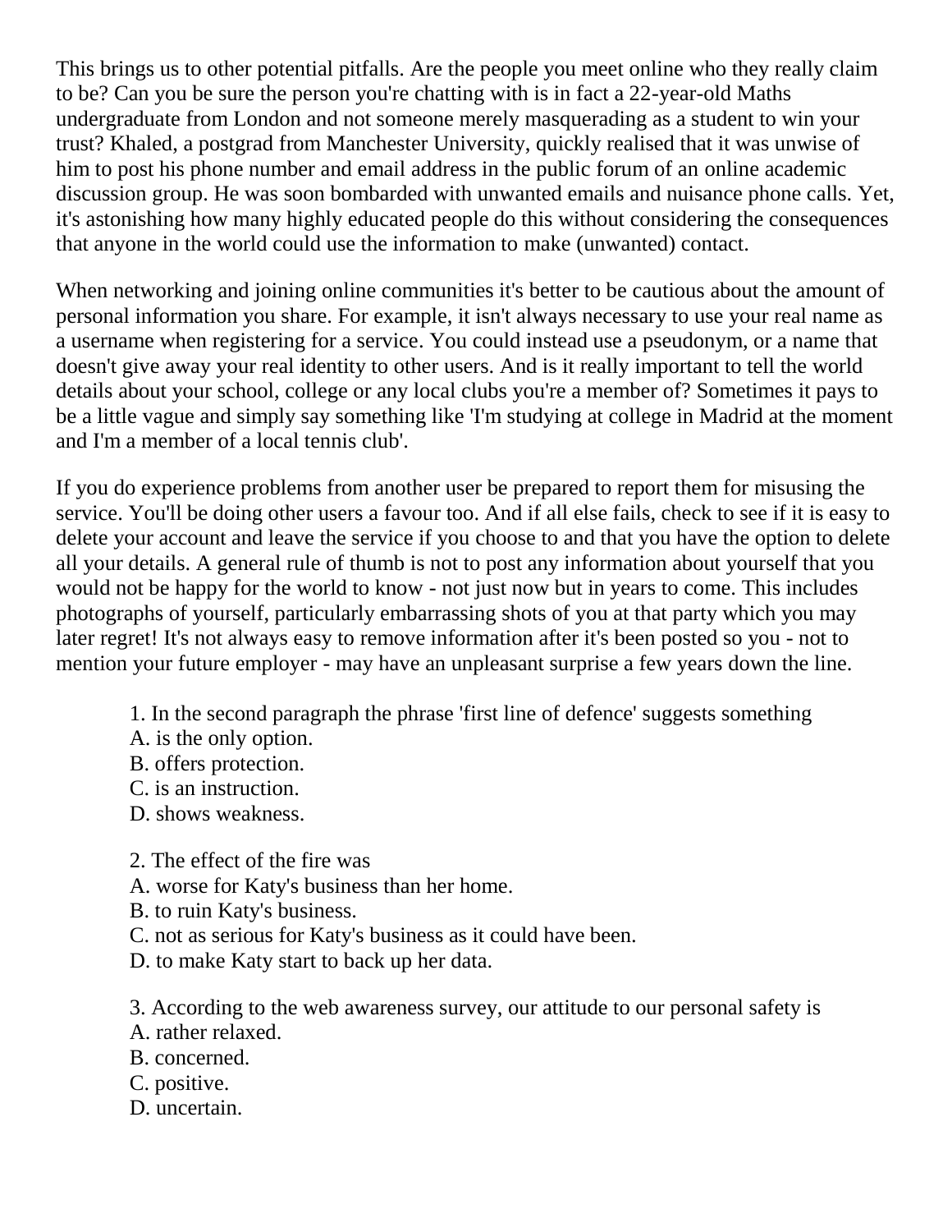This brings us to other potential pitfalls. Are the people you meet online who they really claim to be? Can you be sure the person you're chatting with is in fact a 22-year-old Maths undergraduate from London and not someone merely masquerading as a student to win your trust? Khaled, a postgrad from Manchester University, quickly realised that it was unwise of him to post his phone number and email address in the public forum of an online academic discussion group. He was soon bombarded with unwanted emails and nuisance phone calls. Yet, it's astonishing how many highly educated people do this without considering the consequences that anyone in the world could use the information to make (unwanted) contact.

When networking and joining online communities it's better to be cautious about the amount of personal information you share. For example, it isn't always necessary to use your real name as a username when registering for a service. You could instead use a pseudonym, or a name that doesn't give away your real identity to other users. And is it really important to tell the world details about your school, college or any local clubs you're a member of? Sometimes it pays to be a little vague and simply say something like 'I'm studying at college in Madrid at the moment and I'm a member of a local tennis club'.

If you do experience problems from another user be prepared to report them for misusing the service. You'll be doing other users a favour too. And if all else fails, check to see if it is easy to delete your account and leave the service if you choose to and that you have the option to delete all your details. A general rule of thumb is not to post any information about yourself that you would not be happy for the world to know - not just now but in years to come. This includes photographs of yourself, particularly embarrassing shots of you at that party which you may later regret! It's not always easy to remove information after it's been posted so you - not to mention your future employer - may have an unpleasant surprise a few years down the line.

1. In the second paragraph the phrase 'first line of defence' suggests something
A. is the only option.
B. offers protection.
C. is an instruction.
D. shows weakness.

2. The effect of the fire was
A. worse for Katy's business than her home.
B. to ruin Katy's business.
C. not as serious for Katy's business as it could have been.
D. to make Katy start to back up her data.

3. According to the web awareness survey, our attitude to our personal safety is
A. rather relaxed.
B. concerned.
C. positive.
D. uncertain.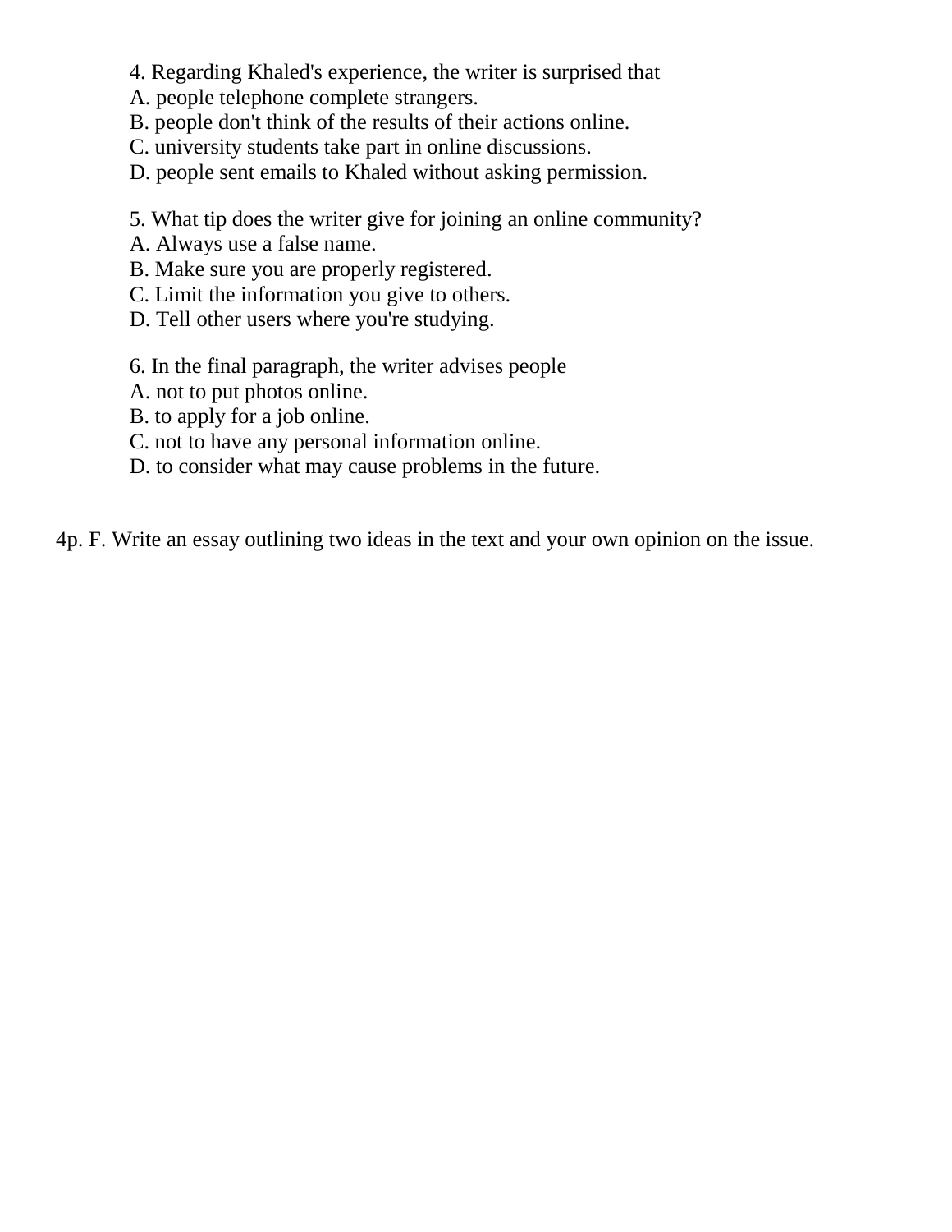4. Regarding Khaled's experience, the writer is surprised that

A. people telephone complete strangers.
B. people don't think of the results of their actions online.
C. university students take part in online discussions.
D. people sent emails to Khaled without asking permission.

5. What tip does the writer give for joining an online community?

A. Always use a false name.
B. Make sure you are properly registered.
C. Limit the information you give to others.
D. Tell other users where you're studying.

6. In the final paragraph, the writer advises people

A. not to put photos online.
B. to apply for a job online.
C. not to have any personal information online.
D. to consider what may cause problems in the future.

4p. F. Write an essay outlining two ideas in the text and your own opinion on the issue.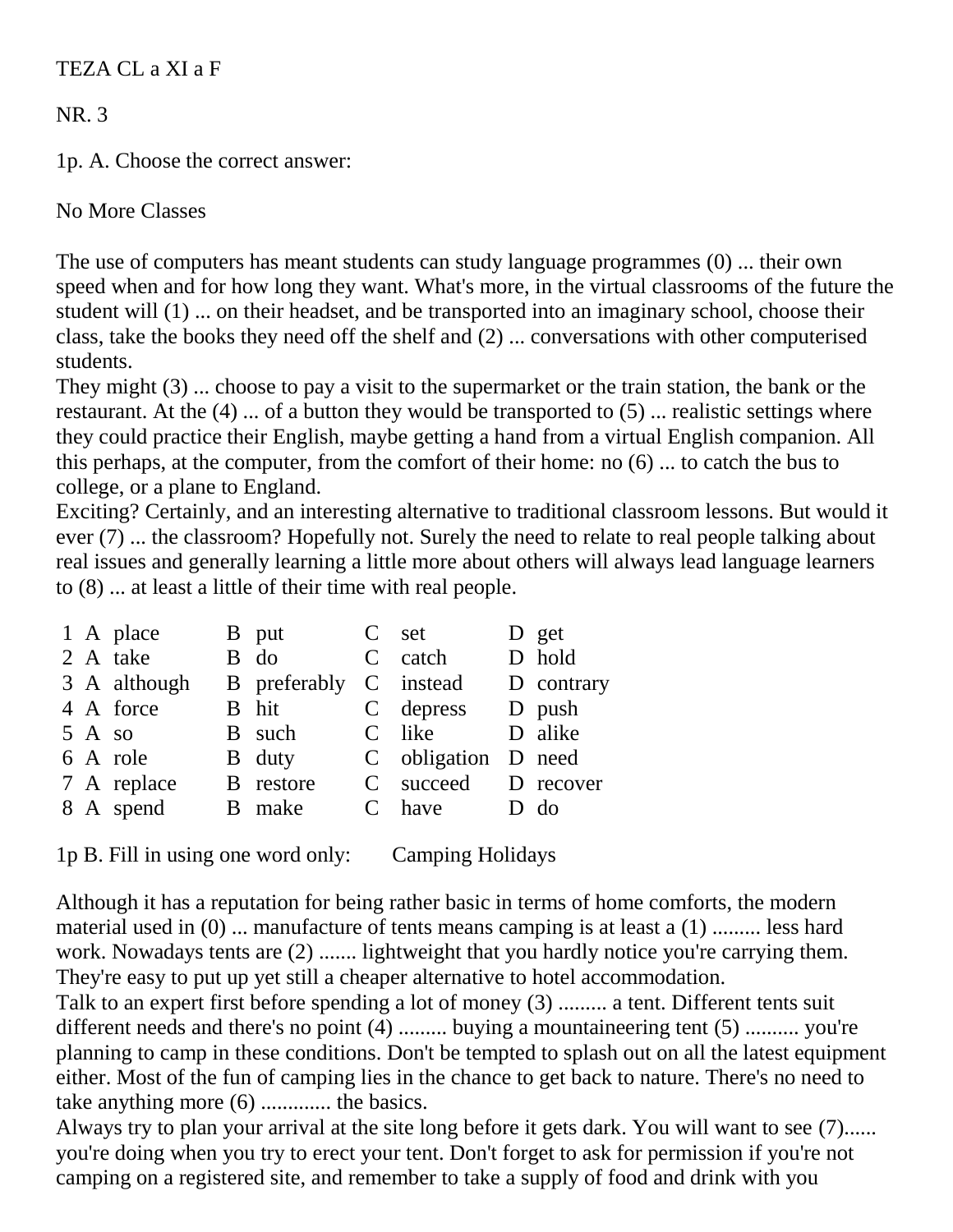TEZA CL a XI a F

NR. 3

1p. A. Choose the correct answer:

No More Classes

The use of computers has meant students can study language programmes (0) ... their own speed when and for how long they want. What's more, in the virtual classrooms of the future the student will (1) ... on their headset, and be transported into an imaginary school, choose their class, take the books they need off the shelf and (2) ... conversations with other computerised students.
They might (3) ... choose to pay a visit to the supermarket or the train station, the bank or the restaurant. At the (4) ... of a button they would be transported to (5) ... realistic settings where they could practice their English, maybe getting a hand from a virtual English companion. All this perhaps, at the computer, from the comfort of their home: no (6) ... to catch the bus to college, or a plane to England.
Exciting? Certainly, and an interesting alternative to traditional classroom lessons. But would it ever (7) ... the classroom? Hopefully not. Surely the need to relate to real people talking about real issues and generally learning a little more about others will always lead language learners to (8) ... at least a little of their time with real people.

| | | | | | | | | |
|---|---|---|---|---|---|---|---|---|
| 1 | A | place | B | put | C | set | D | get |
| 2 | A | take | B | do | C | catch | D | hold |
| 3 | A | although | B | preferably | C | instead | D | contrary |
| 4 | A | force | B | hit | C | depress | D | push |
| 5 | A | so | B | such | C | like | D | alike |
| 6 | A | role | B | duty | C | obligation | D | need |
| 7 | A | replace | B | restore | C | succeed | D | recover |
| 8 | A | spend | B | make | C | have | D | do |

1p B. Fill in using one word only: Camping Holidays

Although it has a reputation for being rather basic in terms of home comforts, the modern material used in (0) ... manufacture of tents means camping is at least a (1) ......... less hard work. Nowadays tents are (2) ....... lightweight that you hardly notice you're carrying them. They're easy to put up yet still a cheaper alternative to hotel accommodation.
Talk to an expert first before spending a lot of money (3) ......... a tent. Different tents suit different needs and there's no point (4) ......... buying a mountaineering tent (5) .......... you're planning to camp in these conditions. Don't be tempted to splash out on all the latest equipment either. Most of the fun of camping lies in the chance to get back to nature. There's no need to take anything more (6) ............. the basics.
Always try to plan your arrival at the site long before it gets dark. You will want to see (7)...... you're doing when you try to erect your tent. Don't forget to ask for permission if you're not camping on a registered site, and remember to take a supply of food and drink with you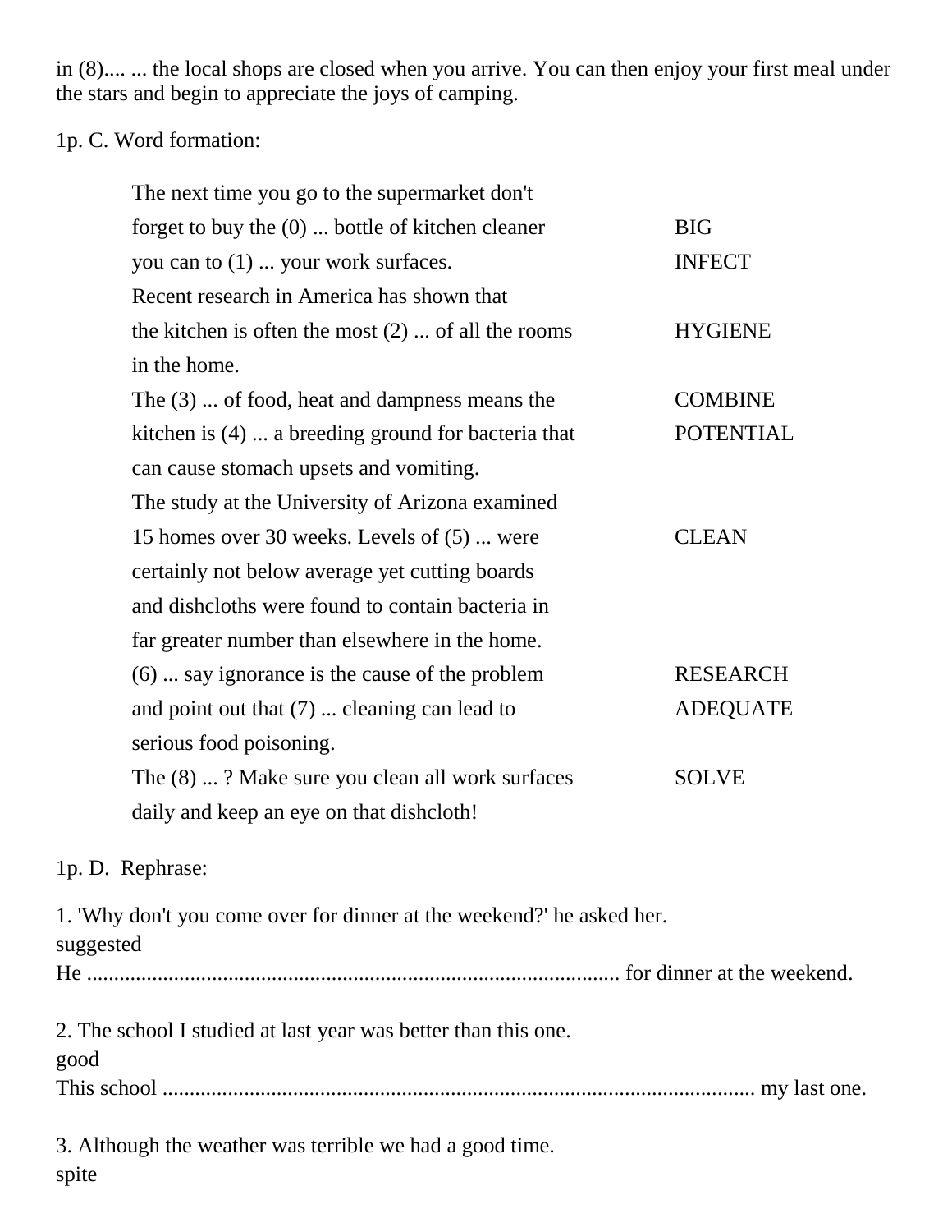in (8).... ... the local shops are closed when you arrive. You can then enjoy your first meal under the stars and begin to appreciate the joys of camping.

1p. C. Word formation:

| | |
|---|---|
| The next time you go to the supermarket don't | |
| forget to buy the (0) ... bottle of kitchen cleaner | BIG |
| you can to (1) ... your work surfaces. | INFECT |
| Recent research in America has shown that | |
| the kitchen is often the most (2) ... of all the rooms | HYGIENE |
| in the home. | |
| The (3) ... of food, heat and dampness means the | COMBINE |
| kitchen is (4) ... a breeding ground for bacteria that | POTENTIAL |
| can cause stomach upsets and vomiting. | |
| The study at the University of Arizona examined | |
| 15 homes over 30 weeks. Levels of (5) ... were | CLEAN |
| certainly not below average yet cutting boards | |
| and dishcloths were found to contain bacteria in | |
| far greater number than elsewhere in the home. | |
| (6) ... say ignorance is the cause of the problem | RESEARCH |
| and point out that (7) ... cleaning can lead to | ADEQUATE |
| serious food poisoning. | |
| The (8) ... ? Make sure you clean all work surfaces | SOLVE |
| daily and keep an eye on that dishcloth! | |

1p. D. Rephrase:

1. 'Why don't you come over for dinner at the weekend?' he asked her.
suggested
He ................................................................................................ for dinner at the weekend.

2. The school I studied at last year was better than this one.
good
This school ............................................................................................................. my last one.

3. Although the weather was terrible we had a good time.
spite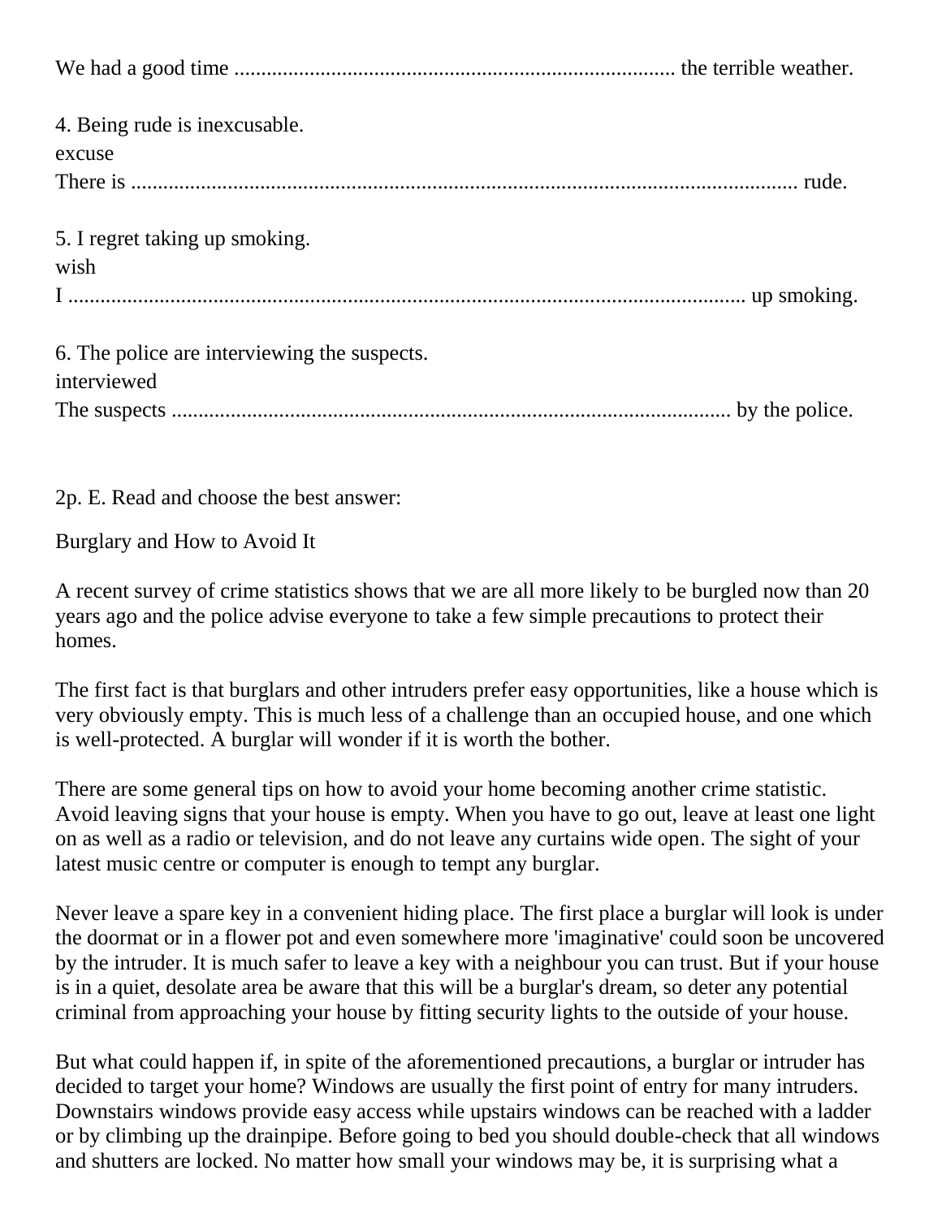We had a good time ................................................................................. the terrible weather.

4. Being rude is inexcusable.
excuse
There is ............................................................................................................... rude.

5. I regret taking up smoking.
wish
I ............................................................................................................... up smoking.

6. The police are interviewing the suspects.
interviewed
The suspects .......................................................................................... by the police.

2p. E. Read and choose the best answer:

Burglary and How to Avoid It

A recent survey of crime statistics shows that we are all more likely to be burgled now than 20 years ago and the police advise everyone to take a few simple precautions to protect their homes.

The first fact is that burglars and other intruders prefer easy opportunities, like a house which is very obviously empty. This is much less of a challenge than an occupied house, and one which is well-protected. A burglar will wonder if it is worth the bother.

There are some general tips on how to avoid your home becoming another crime statistic. Avoid leaving signs that your house is empty. When you have to go out, leave at least one light on as well as a radio or television, and do not leave any curtains wide open. The sight of your latest music centre or computer is enough to tempt any burglar.

Never leave a spare key in a convenient hiding place. The first place a burglar will look is under the doormat or in a flower pot and even somewhere more 'imaginative' could soon be uncovered by the intruder. It is much safer to leave a key with a neighbour you can trust. But if your house is in a quiet, desolate area be aware that this will be a burglar's dream, so deter any potential criminal from approaching your house by fitting security lights to the outside of your house.

But what could happen if, in spite of the aforementioned precautions, a burglar or intruder has decided to target your home? Windows are usually the first point of entry for many intruders. Downstairs windows provide easy access while upstairs windows can be reached with a ladder or by climbing up the drainpipe. Before going to bed you should double-check that all windows and shutters are locked. No matter how small your windows may be, it is surprising what a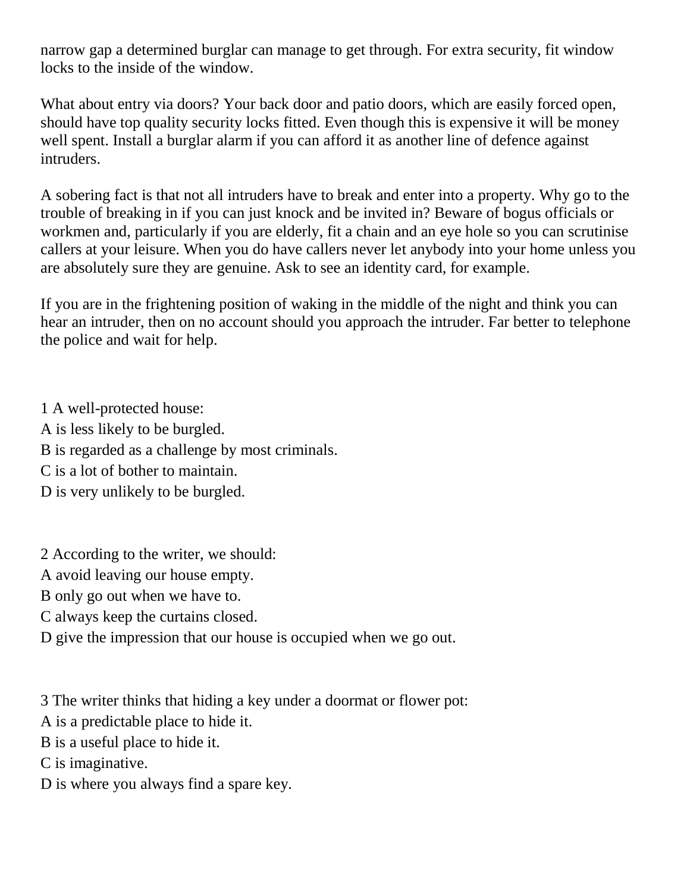narrow gap a determined burglar can manage to get through. For extra security, fit window locks to the inside of the window.

What about entry via doors? Your back door and patio doors, which are easily forced open, should have top quality security locks fitted. Even though this is expensive it will be money well spent. Install a burglar alarm if you can afford it as another line of defence against intruders.

A sobering fact is that not all intruders have to break and enter into a property. Why go to the trouble of breaking in if you can just knock and be invited in? Beware of bogus officials or workmen and, particularly if you are elderly, fit a chain and an eye hole so you can scrutinise callers at your leisure. When you do have callers never let anybody into your home unless you are absolutely sure they are genuine. Ask to see an identity card, for example.

If you are in the frightening position of waking in the middle of the night and think you can hear an intruder, then on no account should you approach the intruder. Far better to telephone the police and wait for help.

1 A well-protected house:
A is less likely to be burgled.
B is regarded as a challenge by most criminals.
C is a lot of bother to maintain.
D is very unlikely to be burgled.

2 According to the writer, we should:
A avoid leaving our house empty.
B only go out when we have to.
C always keep the curtains closed.
D give the impression that our house is occupied when we go out.

3 The writer thinks that hiding a key under a doormat or flower pot:
A is a predictable place to hide it.
B is a useful place to hide it.
C is imaginative.
D is where you always find a spare key.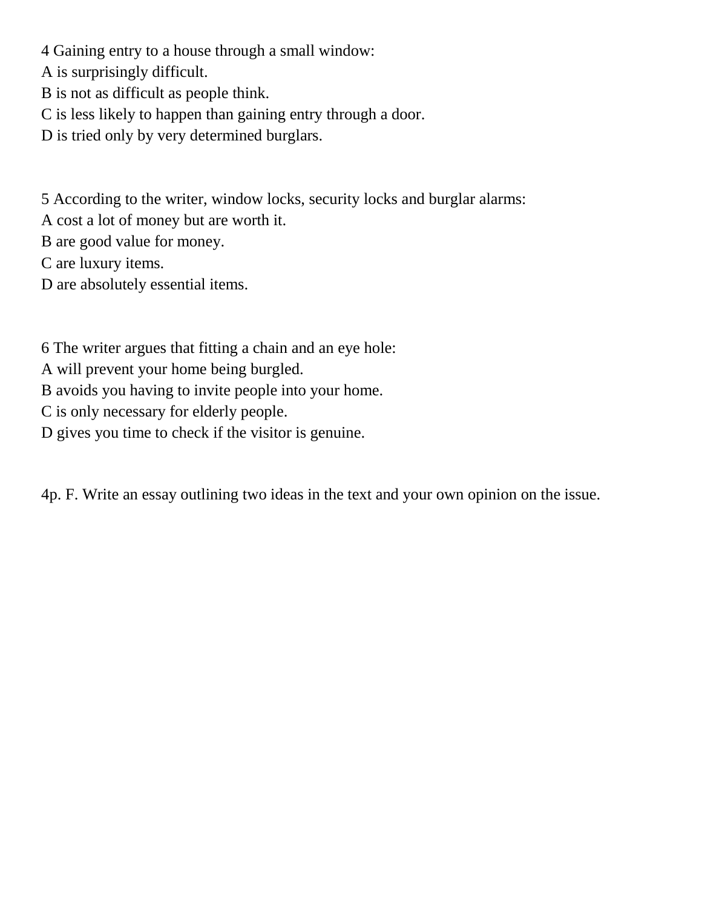4 Gaining entry to a house through a small window:
A is surprisingly difficult.
B is not as difficult as people think.
C is less likely to happen than gaining entry through a door.
D is tried only by very determined burglars.

5 According to the writer, window locks, security locks and burglar alarms:
A cost a lot of money but are worth it.
B are good value for money.
C are luxury items.
D are absolutely essential items.

6 The writer argues that fitting a chain and an eye hole:
A will prevent your home being burgled.
B avoids you having to invite people into your home.
C is only necessary for elderly people.
D gives you time to check if the visitor is genuine.

4p. F. Write an essay outlining two ideas in the text and your own opinion on the issue.